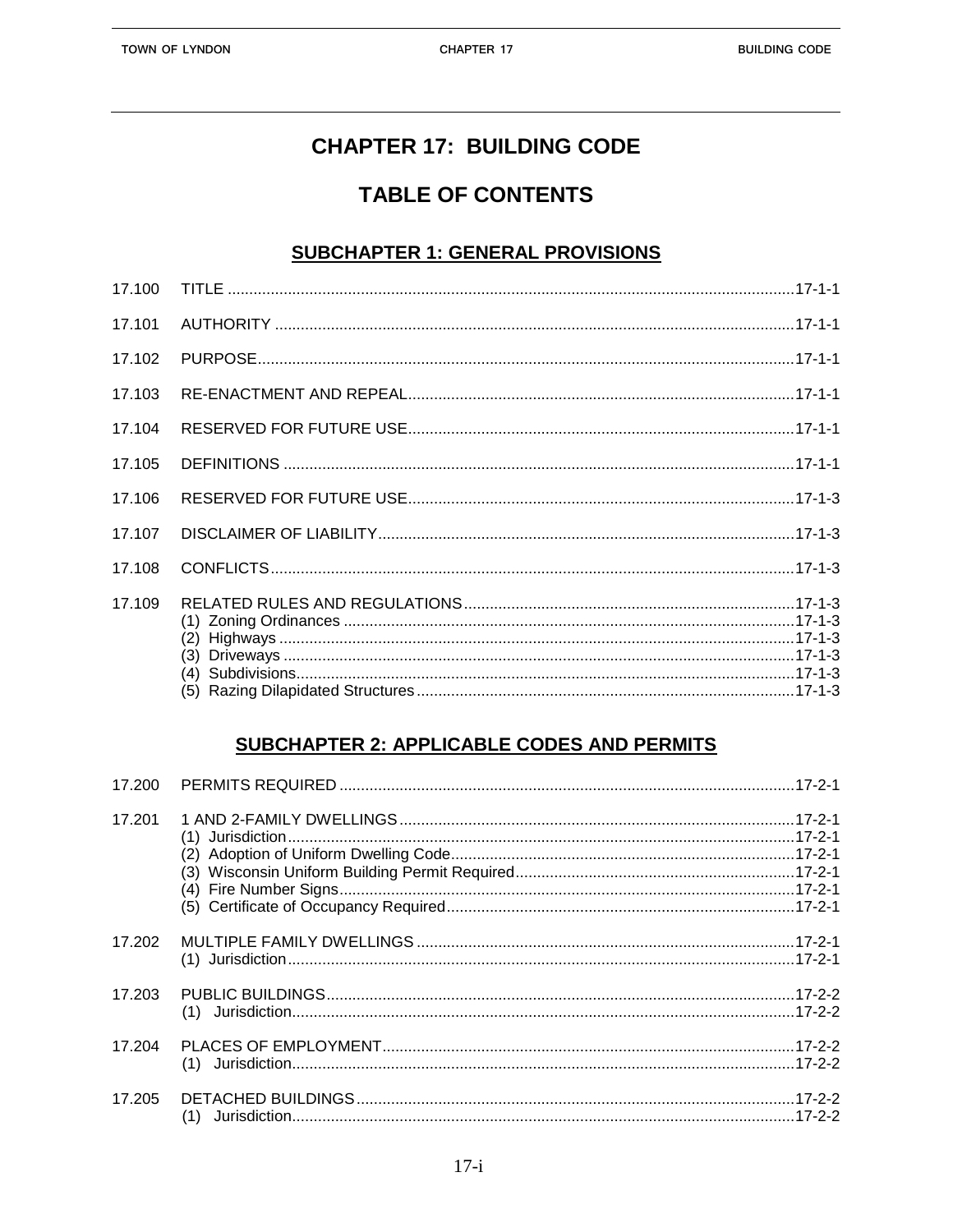# CHAPTER 17: BUILDING CODE

## TABLE OF CONTENTS

### SUBCHAPTER 1: GENERAL PROVISIONS

| | | |
|---|---|---|
| 17.100 | TITLE | 17-1-1 |
| 17.101 | AUTHORITY | 17-1-1 |
| 17.102 | PURPOSE | 17-1-1 |
| 17.103 | RE-ENACTMENT AND REPEAL | 17-1-1 |
| 17.104 | RESERVED FOR FUTURE USE | 17-1-1 |
| 17.105 | DEFINITIONS | 17-1-1 |
| 17.106 | RESERVED FOR FUTURE USE | 17-1-3 |
| 17.107 | DISCLAIMER OF LIABILITY | 17-1-3 |
| 17.108 | CONFLICTS | 17-1-3 |
| 17.109 | RELATED RULES AND REGULATIONS | 17-1-3 |
| | (1) Zoning Ordinances | 17-1-3 |
| | (2) Highways | 17-1-3 |
| | (3) Driveways | 17-1-3 |
| | (4) Subdivisions | 17-1-3 |
| | (5) Razing Dilapidated Structures | 17-1-3 |

### SUBCHAPTER 2: APPLICABLE CODES AND PERMITS

| | | |
|---|---|---|
| 17.200 | PERMITS REQUIRED | 17-2-1 |
| 17.201 | 1 AND 2-FAMILY DWELLINGS | 17-2-1 |
| | (1) Jurisdiction | 17-2-1 |
| | (2) Adoption of Uniform Dwelling Code | 17-2-1 |
| | (3) Wisconsin Uniform Building Permit Required | 17-2-1 |
| | (4) Fire Number Signs | 17-2-1 |
| | (5) Certificate of Occupancy Required | 17-2-1 |
| 17.202 | MULTIPLE FAMILY DWELLINGS | 17-2-1 |
| | (1) Jurisdiction | 17-2-1 |
| 17.203 | PUBLIC BUILDINGS | 17-2-2 |
| | (1) Jurisdiction | 17-2-2 |
| 17.204 | PLACES OF EMPLOYMENT | 17-2-2 |
| | (1) Jurisdiction | 17-2-2 |
| 17.205 | DETACHED BUILDINGS | 17-2-2 |
| | (1) Jurisdiction | 17-2-2 |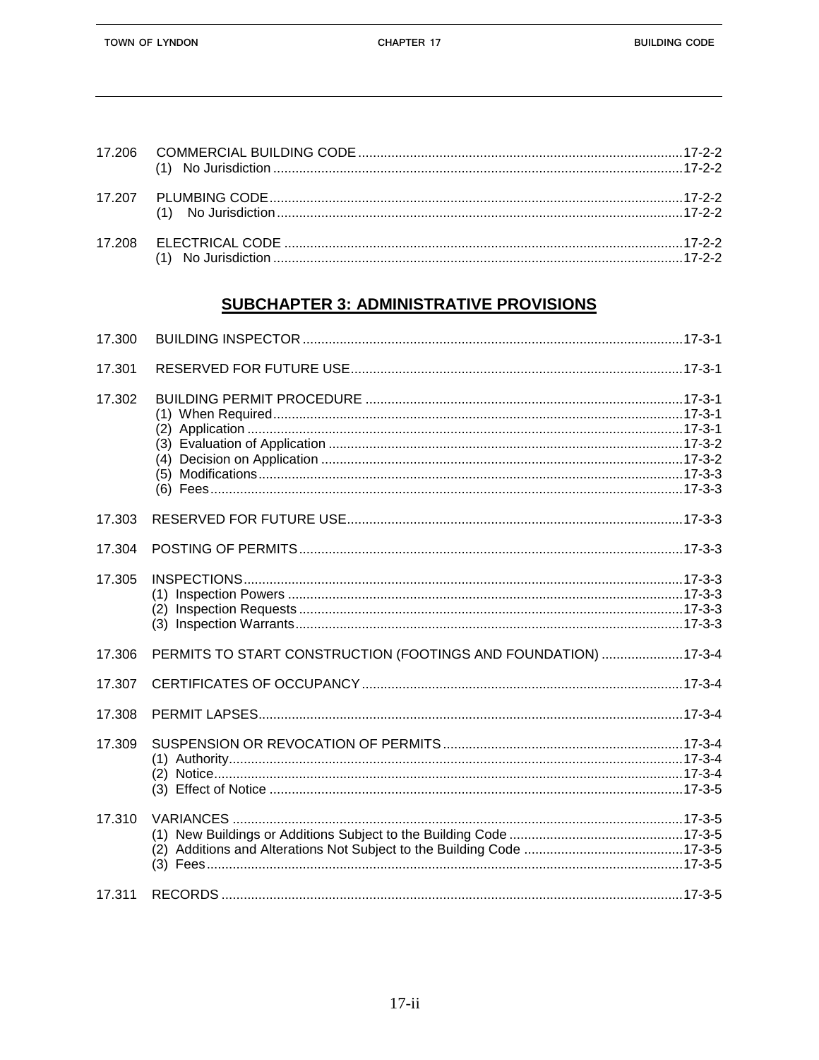17.206 COMMERCIAL BUILDING CODE ....... 17-2-2
(1) No Jurisdiction ....... 17-2-2

17.207 PLUMBING CODE ....... 17-2-2
(1) No Jurisdiction ....... 17-2-2

17.208 ELECTRICAL CODE ....... 17-2-2
(1) No Jurisdiction ....... 17-2-2

## SUBCHAPTER 3: ADMINISTRATIVE PROVISIONS

17.300 BUILDING INSPECTOR ....... 17-3-1

17.301 RESERVED FOR FUTURE USE ....... 17-3-1

17.302 BUILDING PERMIT PROCEDURE ....... 17-3-1
(1) When Required ....... 17-3-1
(2) Application ....... 17-3-1
(3) Evaluation of Application ....... 17-3-2
(4) Decision on Application ....... 17-3-2
(5) Modifications ....... 17-3-3
(6) Fees ....... 17-3-3

17.303 RESERVED FOR FUTURE USE ....... 17-3-3

17.304 POSTING OF PERMITS ....... 17-3-3

17.305 INSPECTIONS ....... 17-3-3
(1) Inspection Powers ....... 17-3-3
(2) Inspection Requests ....... 17-3-3
(3) Inspection Warrants ....... 17-3-3

17.306 PERMITS TO START CONSTRUCTION (FOOTINGS AND FOUNDATION) ....... 17-3-4

17.307 CERTIFICATES OF OCCUPANCY ....... 17-3-4

17.308 PERMIT LAPSES ....... 17-3-4

17.309 SUSPENSION OR REVOCATION OF PERMITS ....... 17-3-4
(1) Authority ....... 17-3-4
(2) Notice ....... 17-3-4
(3) Effect of Notice ....... 17-3-5

17.310 VARIANCES ....... 17-3-5
(1) New Buildings or Additions Subject to the Building Code ....... 17-3-5
(2) Additions and Alterations Not Subject to the Building Code ....... 17-3-5
(3) Fees ....... 17-3-5

17.311 RECORDS ....... 17-3-5